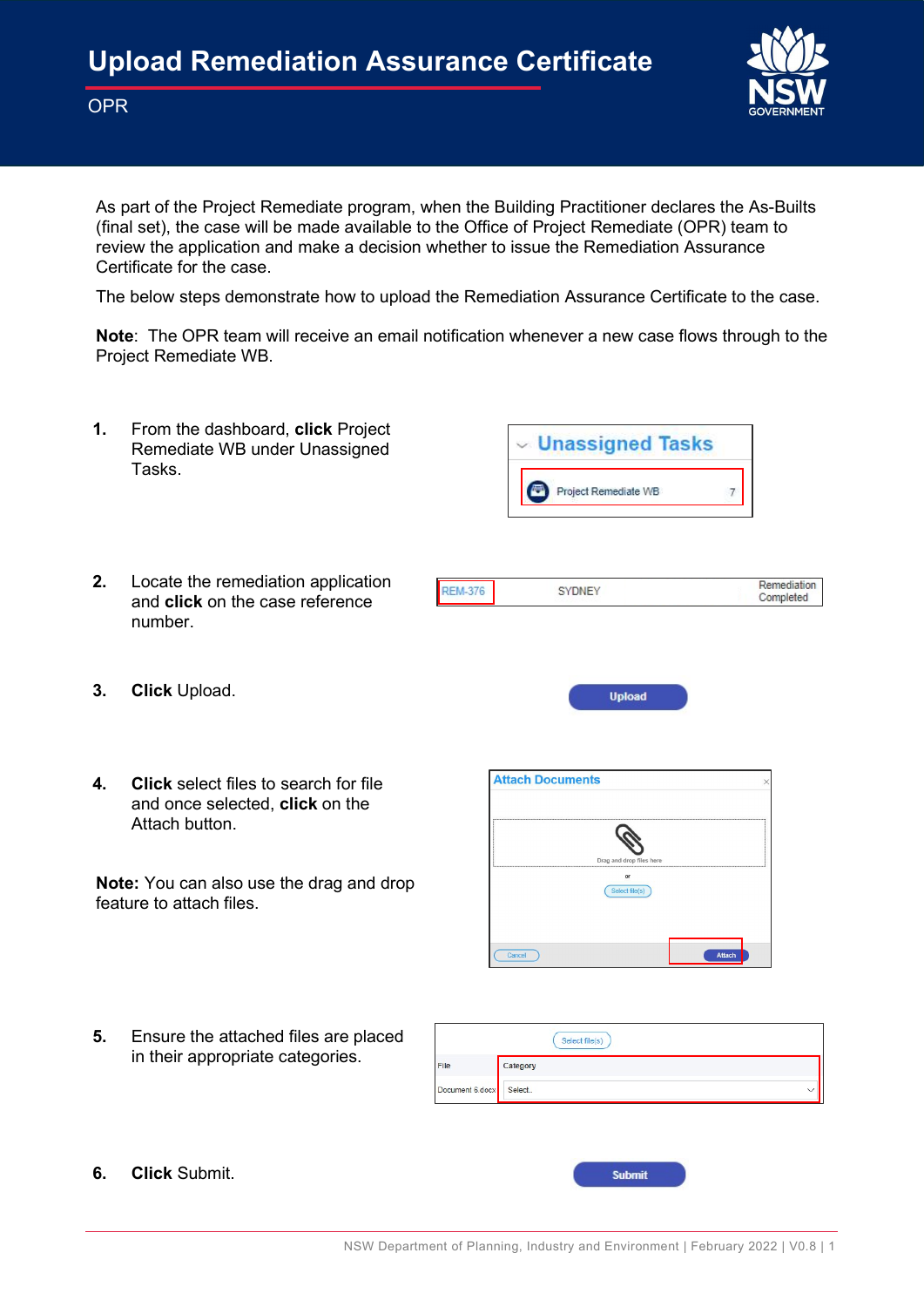# Upload Remediation Assurance Certificate

OPR

As part of the Project Remediate program, when the Building Practitioner declares the As-Builts (final set), the case will be made available to the Office of Project Remediate (OPR) team to review the application and make a decision whether to issue the Remediation Assurance Certificate for the case.

The below steps demonstrate how to upload the Remediation Assurance Certificate to the case.

**Note**: The OPR team will receive an email notification whenever a new case flows through to the Project Remediate WB.

1. From the dashboard, **click** Project Remediate WB under Unassigned Tasks.

2. Locate the remediation application and **click** on the case reference number.

3. **Click** Upload.

4. **Click** select files to search for file and once selected, **click** on the Attach button.

**Note:** You can also use the drag and drop feature to attach files.

5. Ensure the attached files are placed in their appropriate categories.

6. **Click** Submit.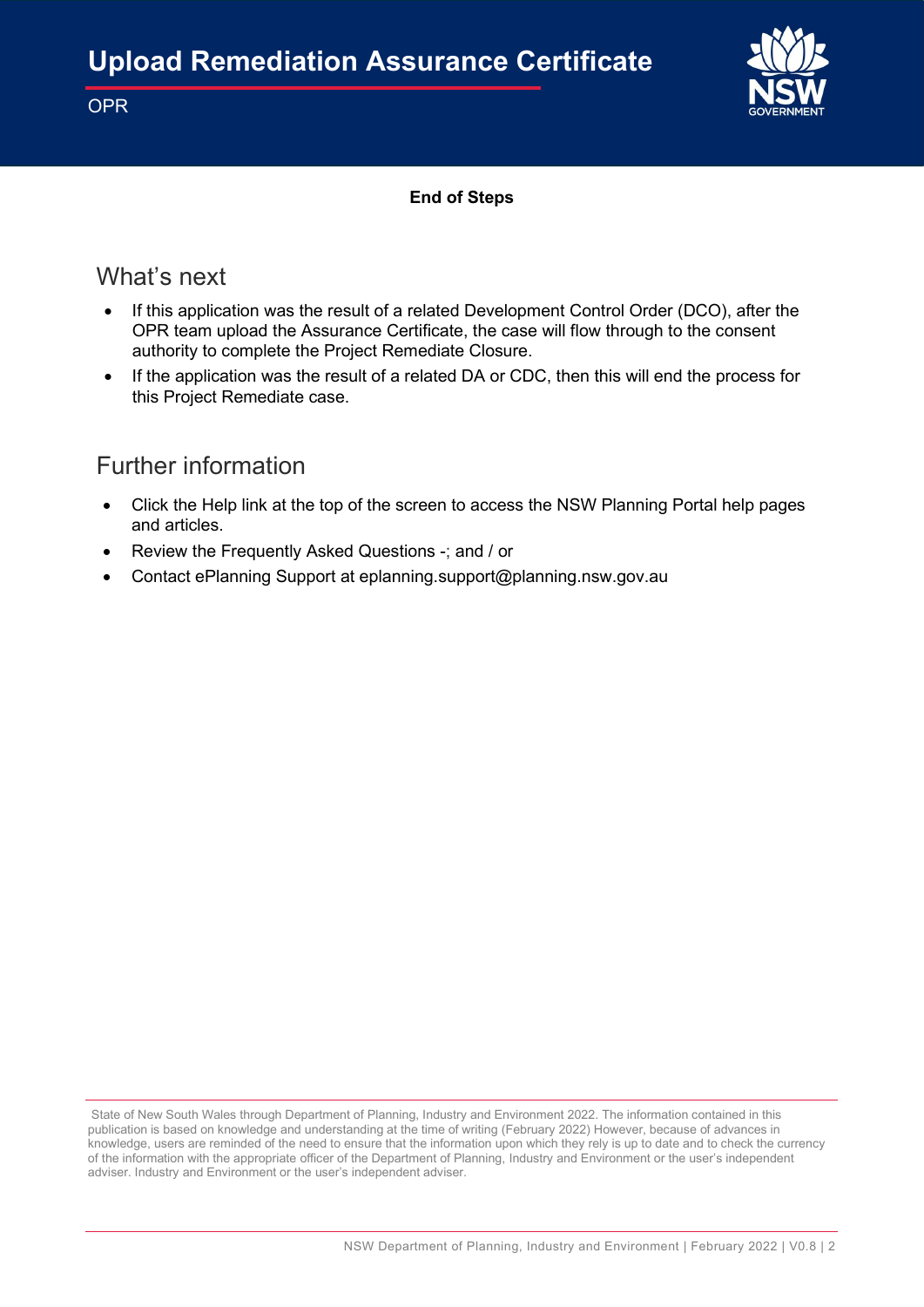**End of Steps**

## What's next

- If this application was the result of a related Development Control Order (DCO), after the OPR team upload the Assurance Certificate, the case will flow through to the consent authority to complete the Project Remediate Closure.
- If the application was the result of a related DA or CDC, then this will end the process for this Project Remediate case.

## Further information

- Click the Help link at the top of the screen to access the NSW Planning Portal help pages and articles.
- Review the Frequently Asked Questions -; and / or
- Contact ePlanning Support at eplanning.support@planning.nsw.gov.au

State of New South Wales through Department of Planning, Industry and Environment 2022. The information contained in this publication is based on knowledge and understanding at the time of writing (February 2022) However, because of advances in knowledge, users are reminded of the need to ensure that the information upon which they rely is up to date and to check the currency of the information with the appropriate officer of the Department of Planning, Industry and Environment or the user's independent adviser. Industry and Environment or the user's independent adviser.